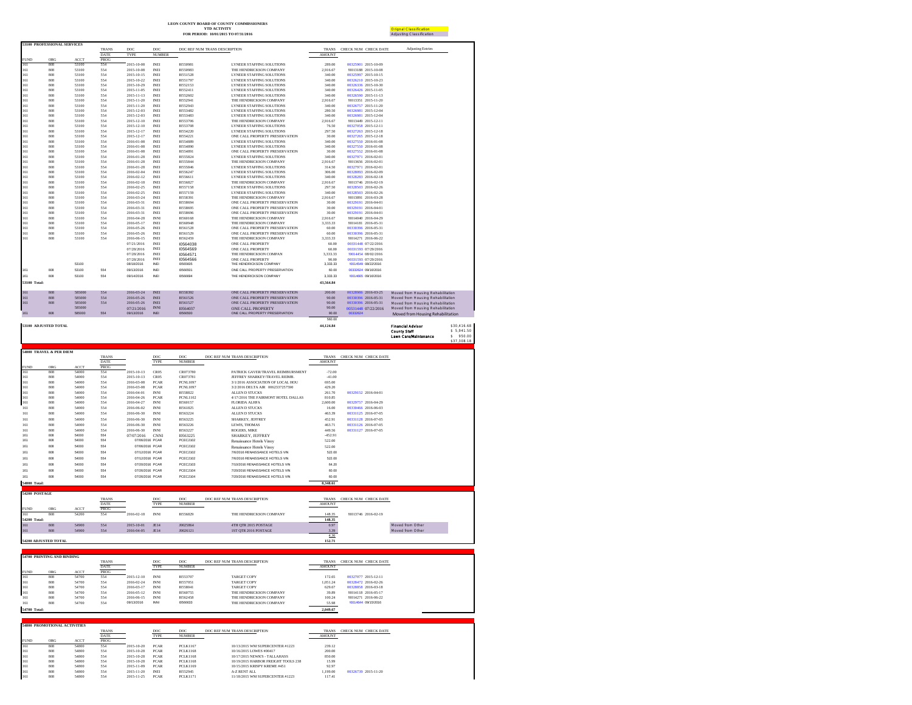**LEON COUNTY BOARD OF COUNTY COMMISSIONERS**
**YTD ACTIVITY**
**FOR PERIOD: 10/01/2015 TO 07/31/2016**

Orignal Classification
Adjusting Classification

## 53100 PROFESSIONAL SERVICES

| FUND | ORG | ACCT | TRANS DATE PROG | DOC TYPE | DOC NUMBER | DOC REF NUM TRANS DESCRIPTION | | TRANS AMOUNT | CHECK NUM | CHECK DATE | Adjusting Entries |
|---|---|---|---|---|---|---|---|---|---|---|---|
| 161 | 808 | 53100 | 554 | 2015-10-08 | INEI | I0550981 | LYNEER STAFFING SOLUTIONS | 289.00 | 00325901 | 2015-10-09 | |
| 161 | 808 | 53100 | 554 | 2015-10-08 | INEI | I0550983 | THE HENDRICKSON COMPANY | 2,916.67 | !0013188 | 2015-10-08 | |
| 161 | 808 | 53100 | 554 | 2015-10-15 | INEI | I0551528 | LYNEER STAFFING SOLUTIONS | 340.00 | 00325997 | 2015-10-15 | |
| 161 | 808 | 53100 | 554 | 2015-10-22 | INEI | I0551797 | LYNEER STAFFING SOLUTIONS | 340.00 | 00326210 | 2015-10-23 | |
| 161 | 808 | 53100 | 554 | 2015-10-29 | INEI | I0552153 | LYNEER STAFFING SOLUTIONS | 340.00 | 00326336 | 2015-10-30 | |
| 161 | 808 | 53100 | 554 | 2015-11-05 | INEI | I0552411 | LYNEER STAFFING SOLUTIONS | 340.00 | 00326426 | 2015-11-05 | |
| 161 | 808 | 53100 | 554 | 2015-11-13 | INEI | I0552602 | LYNEER STAFFING SOLUTIONS | 340.00 | 00326590 | 2015-11-13 | |
| 161 | 808 | 53100 | 554 | 2015-11-20 | INEI | I0552941 | THE HENDRICKSON COMPANY | 2,916.67 | !0013351 | 2015-11-20 | |
| 161 | 808 | 53100 | 554 | 2015-11-20 | INEI | I0552943 | LYNEER STAFFING SOLUTIONS | 340.00 | 00326757 | 2015-11-20 | |
| 161 | 808 | 53100 | 554 | 2015-12-03 | INEI | I0553482 | LYNEER STAFFING SOLUTIONS | 289.50 | 00326981 | 2015-12-04 | |
| 161 | 808 | 53100 | 554 | 2015-12-03 | INEI | I0553483 | LYNEER STAFFING SOLUTIONS | 340.00 | 00326981 | 2015-12-04 | |
| 161 | 808 | 53100 | 554 | 2015-12-10 | INEI | I0553706 | THE HENDRICKSON COMPANY | 2,916.67 | !0013449 | 2015-12-11 | |
| 161 | 808 | 53100 | 554 | 2015-12-10 | INEI | I0553708 | LYNEER STAFFING SOLUTIONS | 76.50 | 00327058 | 2015-12-11 | |
| 161 | 808 | 53100 | 554 | 2015-12-17 | INEI | I0554220 | LYNEER STAFFING SOLUTIONS | 297.50 | 00327263 | 2015-12-18 | |
| 161 | 808 | 53100 | 554 | 2015-12-17 | INEI | I0554221 | ONE CALL PROPERTY PRESERVATION | 30.00 | 00327265 | 2015-12-18 | |
| 161 | 808 | 53100 | 554 | 2016-01-08 | INEI | I0554889 | LYNEER STAFFING SOLUTIONS | 340.00 | 00327550 | 2016-01-08 | |
| 161 | 808 | 53100 | 554 | 2016-01-08 | INEI | I0554890 | LYNEER STAFFING SOLUTIONS | 340.00 | 00327550 | 2016-01-08 | |
| 161 | 808 | 53100 | 554 | 2016-01-08 | INEI | I0554891 | ONE CALL PROPERTY PRESERVATION | 30.00 | 00327552 | 2016-01-08 | |
| 161 | 808 | 53100 | 554 | 2016-01-28 | INEI | I0555824 | LYNEER STAFFING SOLUTIONS | 340.00 | 00327971 | 2016-02-01 | |
| 161 | 808 | 53100 | 554 | 2016-01-28 | INEI | I0555844 | THE HENDRICKSON COMPANY | 2,916.67 | !0013656 | 2016-02-01 | |
| 161 | 808 | 53100 | 554 | 2016-01-28 | INEI | I0555846 | LYNEER STAFFING SOLUTIONS | 314.50 | 00327971 | 2016-02-01 | |
| 161 | 808 | 53100 | 554 | 2016-02-04 | INEI | I0556247 | LYNEER STAFFING SOLUTIONS | 306.00 | 00328093 | 2016-02-09 | |
| 161 | 808 | 53100 | 554 | 2016-02-12 | INEI | I0556611 | LYNEER STAFFING SOLUTIONS | 340.00 | 00328283 | 2016-02-18 | |
| 161 | 808 | 53100 | 554 | 2016-02-18 | INEI | I0556827 | THE HENDRICKSON COMPANY | 2,916.67 | !0013746 | 2016-02-19 | |
| 161 | 808 | 53100 | 554 | 2016-02-25 | INEI | I0557158 | LYNEER STAFFING SOLUTIONS | 297.50 | 00328503 | 2016-02-26 | |
| 161 | 808 | 53100 | 554 | 2016-02-25 | INEI | I0557159 | LYNEER STAFFING SOLUTIONS | 340.00 | 00328503 | 2016-02-26 | |
| 161 | 808 | 53100 | 554 | 2016-03-24 | INEI | I0558391 | THE HENDRICKSON COMPANY | 2,916.67 | !0013891 | 2016-03-28 | |
| 161 | 808 | 53100 | 554 | 2016-03-31 | INEI | I0558694 | ONE CALL PROPERTY PRESERVATION | 30.00 | 00329191 | 2016-04-01 | |
| 161 | 808 | 53100 | 554 | 2016-03-31 | INEI | I0558695 | ONE CALL PROPERTY PRESERVATION | 30.00 | 00329191 | 2016-04-01 | |
| 161 | 808 | 53100 | 554 | 2016-03-31 | INEI | I0558696 | ONE CALL PROPERTY PRESERVATION | 30.00 | 00329191 | 2016-04-01 | |
| 161 | 808 | 53100 | 554 | 2016-04-28 | INNI | I0560168 | THE HENDRICKSON COMPANY | 2,916.67 | !0014040 | 2016-04-29 | |
| 161 | 808 | 53100 | 554 | 2016-05-17 | INEI | I0560948 | THE HENDRICKSON COMPANY | 3,333.33 | !0014181 | 2016-05-31 | |
| 161 | 808 | 53100 | 554 | 2016-05-26 | INEI | I0561528 | ONE CALL PROPERTY PRESERVATION | 60.00 | 00330396 | 2016-05-31 | |
| 161 | 808 | 53100 | 554 | 2016-05-26 | INEI | I0561529 | ONE CALL PROPERTY PRESERVATION | 60.00 | 00330396 | 2016-05-31 | |
| 161 | 808 | 53100 | 554 | 2016-06-15 | INEI | I0562459 | THE HENDRICKSON COMPANY | 3,333.33 | !0014271 | 2016-06-22 | |
| | | | | 07/21/2016 | INEI | I0564038 | ONE CALL PROPERTY | 60.00 | 00331448 | 07/22/2016 | |
| | | | | 07/28/2016 | INEI | I0564569 | ONE CALL PROPERTY | 60.00 | 00331593 | 07/29/2016 | |
| | | | | 07/28/2016 | INEI | I0564571 | THE HENDRICKSON COMPAN | 3,333.33 | !0014454 | 08/02/2016 | |
| | | | | 07/28/2016 | INEI | I0564566 | ONE CALL PROPERTY | 90.00 | 00331593 | 07/29/2016 | |
| | | 53100 | | 08/18/2016 | INEI | I0565605 | THE HENDRICKSON COMPANY | 3,333.33 | !0014549 | 08/22/2016 | |
| 161 | 808 | 53100 | 554 | 09/13/2016 | INEI | I0566501 | ONE CALL PROPERTY PRESERVATION | 60.00 | 00332624 | 09/16/2016 | |
| 161 | 808 | 53100 | 554 | 09/14/2016 | INEI | I0566684 | THE HENDRICKSON COMPANY | 3,333.33 | !0014665 | 09/16/2016 | |
| **53100 Total:** | | | | | | | | **43,564.84** | | | |
| 161 | 808 | 585000 | 554 | 2016-03-24 | INEI | I0558392 | ONE CALL PROPERTY PRESERVATION | 200.00 | 00328986 | 2016-03-25 | Moved from Housing Rehabilitation |
| 161 | 808 | 585000 | 554 | 2016-05-26 | INEI | I0561526 | ONE CALL PROPERTY PRESERVATION | 90.00 | 00330396 | 2016-05-31 | Moved from Housing Rehabilitation |
| 161 | 808 | 585000 | 554 | 2016-05-26 | INEI | I0561527 | ONE CALL PROPERTY PRESERVATION | 90.00 | 00330396 | 2016-05-31 | Moved from Housing Rehabilitation |
| | | 585000 | | 07/21/2016 | INNI | I0564037 | ONE CALL PROPERTY | 90.00 | 00331448 | 07/22/2016 | Moved from Housing Rehabilitation |
| 161 | 808 | 585000 | 554 | 09/13/2016 | INEI | I0566500 | ONE CALL PROPERTY PRESERVATION | 90.00 | 00332624 | | Moved from Housing Rehabilitation |
| | | | | | | | | 560.00 | | | |
| **53100 ADJUSTED TOTAL** | | | | | | | | **44,124.84** | | | |

| | |
|---|---|
| **Financial Advisor** | $30,416.68 |
| **County Staff** | $ 5,941.50 |
| **Lawn Care/Maintenance** | $ 950.00 |
| | $37,308.18 |

## 54000 TRAVEL & PER DIEM

| FUND | ORG | ACCT | TRANS DATE PROG | | DOC TYPE | DOC NUMBER | DOC REF NUM TRANS DESCRIPTION | TRANS AMOUNT | CHECK NUM | CHECK DATE |
|---|---|---|---|---|---|---|---|---|---|---|
| 161 | 808 | 54000 | 554 | 2015-10-13 | CR05 | CR073780 | PATRICK GAVER/TRAVEL REIMBURSMENT | -72.00 | | |
| 161 | 808 | 54000 | 554 | 2015-10-13 | CR05 | CR073781 | JEFFREY SHARKEY/TRAVEL REIMB. | -41.00 | | |
| 161 | 808 | 54000 | 554 | 2016-03-08 | PCAR | PCNL1097 | 3/1/2016 ASSOCIATION OF LOCAL HOU | 695.00 | | |
| 161 | 808 | 54000 | 554 | 2016-03-08 | PCAR | PCNL1097 | 3/2/2016 DELTA AIR 0062337257590 | 429.20 | | |
| 161 | 808 | 54000 | 554 | 2016-04-01 | INNI | I0558822 | ALLEN D STUCKS | 261.70 | 00329152 | 2016-04-01 |
| 161 | 808 | 54000 | 554 | 2016-04-26 | PCAR | PCNL1102 | 4/17/2016 THE FAIRMONT HOTEL DALLAS | 810.85 | | |
| 161 | 808 | 54000 | 554 | 2016-04-27 | INNI | I0560157 | FLORIDA ALHFA | 2,600.00 | 00329757 | 2016-04-29 |
| 161 | 808 | 54000 | 554 | 2016-06-02 | INNI | I0561825 | ALLEN D STUCKS | 16.00 | 00330466 | 2016-06-03 |
| 161 | 808 | 54000 | 554 | 2016-06-30 | INNI | I0563224 | ALLEN D STUCKS | 463.39 | 00331125 | 2016-07-05 |
| 161 | 808 | 54000 | 554 | 2016-06-30 | INNI | I0563225 | SHARKEY, JEFFREY | 452.91 | 00331128 | 2016-07-05 |
| 161 | 808 | 54000 | 554 | 2016-06-30 | INNI | I0563226 | LEWIS, THOMAS | 463.71 | 00331126 | 2016-07-05 |
| 161 | 808 | 54000 | 554 | 2016-06-30 | INNI | I0563227 | ROGERS, MIKE | 449.56 | 00331127 | 2016-07-05 |
| 161 | 808 | 54000 | 554 | 07/07/2016 | CNNI | I0563225 | SHARKEY, JEFFREY | -452.91 | | |
| 161 | 808 | 54000 | 554 | 07/06/2016 | PCAR | PCEC2102 | Renaissance Hotels Vinoy | 522.00 | | |
| 161 | 808 | 54000 | 554 | 07/06/2016 | PCAR | PCEC2102 | Renaissance Hotels Vinoy | 522.00 | | |
| 161 | 808 | 54000 | 554 | 07/12/2016 | PCAR | PCEC2102 | 7/6/2016 RENAISSANCE HOTELS VIN | 522.00 | | |
| 161 | 808 | 54000 | 554 | 07/12/2016 | PCAR | PCEC2102 | 7/6/2016 RENAISSANCE HOTELS VIN | 522.00 | | |
| 161 | 808 | 54000 | 554 | 07/20/2016 | PCAR | PCEC2103 | 7/10/2016 RENAISSANCE HOTELS VIN | 64.20 | | |
| 161 | 808 | 54000 | 554 | 07/26/2016 | PCAR | PCEC2104 | 7/20/2016 RENAISSANCE HOTELS VIN | 60.00 | | |
| 161 | 808 | 54000 | 554 | 07/26/2016 | PCAR | PCEC2104 | 7/20/2016 RENAISSANCE HOTELS VIN | 60.00 | | |
| **54000 Total:** | | | | | | | | **8,348.61** | | |

## 54200 POSTAGE

| FUND | ORG | ACCT | TRANS DATE PROG | | DOC TYPE | DOC NUMBER | DOC REF NUM TRANS DESCRIPTION | TRANS AMOUNT | CHECK NUM | CHECK DATE | |
|---|---|---|---|---|---|---|---|---|---|---|---|
| 161 | 808 | 54200 | 554 | 2016-02-18 | INNI | I0556829 | THE HENDRICKSON COMPANY | 148.35 | !0013746 | 2016-02-19 | |
| **54200 Total:** | | | | | | | | **148.35** | | | |
| 161 | 808 | 54900 | 554 | 2015-10-01 | JE14 | J0025864 | 4TH QTR 2015 POSTAGE | 0.97 | | | Moved from Other |
| 161 | 808 | 54900 | 554 | 2016-04-05 | JE14 | J0026121 | 1ST QTR 2016 POSTAGE | 3.39 | | | Moved from Other |
| | | | | | | | | 4.36 | | | |
| **54200 ADJUSTED TOTAL** | | | | | | | | **152.71** | | | |

## 54700 PRINTING AND BINDING

| FUND | ORG | ACCT | TRANS DATE PROG | | DOC TYPE | DOC NUMBER | DOC REF NUM TRANS DESCRIPTION | TRANS AMOUNT | CHECK NUM | CHECK DATE |
|---|---|---|---|---|---|---|---|---|---|---|
| 161 | 808 | 54700 | 554 | 2015-12-10 | INNI | I0553707 | TARGET COPY | 172.65 | 00327077 | 2015-12-11 |
| 161 | 808 | 54700 | 554 | 2016-02-24 | INNI | I0557051 | TARGET COPY | 1,051.24 | 00328472 | 2016-02-26 |
| 161 | 808 | 54700 | 554 | 2016-03-17 | INNI | I0558041 | TARGET COPY | 629.67 | 00328858 | 2016-03-18 |
| 161 | 808 | 54700 | 554 | 2016-05-12 | INNI | I0560755 | THE HENDRICKSON COMPANY | 39.89 | !0014118 | 2016-05-17 |
| 161 | 808 | 54700 | 554 | 2016-06-15 | INNI | I0562458 | THE HENDRICKSON COMPANY | 100.24 | !0014271 | 2016-06-22 |
| 161 | 808 | 54700 | 554 | 09/13/2016 | INNI | I0566633 | THE HENDRICKSON COMPANY | 55.98 | !0014644 | 09/15/2016 |
| **54700 Total:** | | | | | | | | **2,049.67** | | |

## 54800 PROMOTIONAL ACTIVITIES

| FUND | ORG | ACCT | TRANS DATE PROG | | DOC TYPE | DOC NUMBER | DOC REF NUM TRANS DESCRIPTION | TRANS AMOUNT | CHECK NUM | CHECK DATE |
|---|---|---|---|---|---|---|---|---|---|---|
| 161 | 808 | 54800 | 554 | 2015-10-20 | PCAR | PCLK1167 | 10/13/2015 WM SUPERCENTER #1223 | 239.12 | | |
| 161 | 808 | 54800 | 554 | 2015-10-28 | PCAR | PCLK1168 | 10/16/2015 LOWES #00417 | 200.00 | | |
| 161 | 808 | 54800 | 554 | 2015-10-28 | PCAR | PCLK1168 | 10/17/2015 NEWK'S - TALLAHASS | 850.00 | | |
| 161 | 808 | 54800 | 554 | 2015-10-28 | PCAR | PCLK1168 | 10/19/2015 HARBOR FREIGHT TOOLS 238 | 15.99 | | |
| 161 | 808 | 54800 | 554 | 2015-11-09 | PCAR | PCLK1169 | 10/15/2015 KRISPY KREME #451 | 92.97 | | |
| 161 | 808 | 54800 | 554 | 2015-11-20 | INEI | I0552945 | A-Z RENT ALL | 1,199.00 | 00326739 | 2015-11-20 |
| 161 | 808 | 54800 | 554 | 2015-11-25 | PCAR | PCLK1171 | 11/18/2015 WM SUPERCENTER #1223 | 117.41 | | |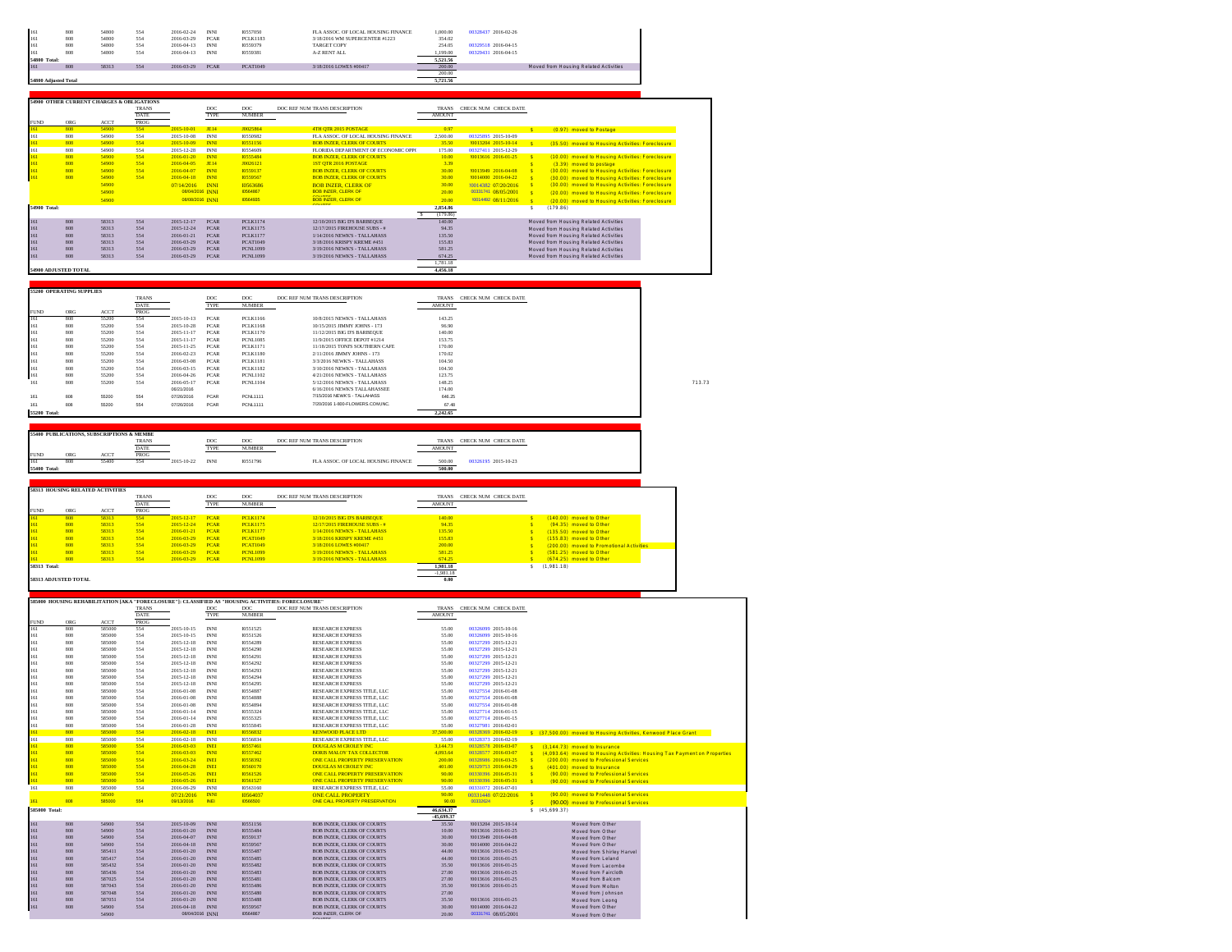| FUND | ORG | ACCT | PROG | TRANS DATE | DOC TYPE | DOC NUMBER | DOC REF NUM TRANS DESCRIPTION | TRANS AMOUNT | CHECK NUM | CHECK DATE | |
|---|---|---|---|---|---|---|---|---|---|---|---|
| 161 | 808 | 54800 | 554 | 2016-02-24 | INNI | I0557050 | FLA ASSOC. OF LOCAL HOUSING FINANCE | 1,000.00 | 00328437 | 2016-02-26 | |
| 161 | 808 | 54800 | 554 | 2016-03-29 | PCAR | PCLK1183 | 3/18/2016 WM SUPERCENTER #1223 | 354.02 | | | |
| 161 | 808 | 54800 | 554 | 2016-04-13 | INNI | I0559379 | TARGET COPY | 254.05 | 00329518 | 2016-04-15 | |
| 161 | 808 | 54800 | 554 | 2016-04-13 | INNI | I0559381 | A-Z RENT ALL | 1,199.00 | 00329431 | 2016-04-15 | |
| 54800 Total: | | | | | | | | 5,521.56 | | | |
| 161 | 808 | 58313 | 554 | 2016-03-29 | PCAR | PCAT1049 | 3/18/2016 LOWES #00417 | 200.00 | | | Moved from Housing Related Activities |
| | | | | | | | | 200.00 | | | |
| 54800 Adjusted Total | | | | | | | | 5,721.56 | | | |

## 54900 OTHER CURRENT CHARGES & OBLIGATIONS

| FUND | ORG | ACCT | PROG | TRANS DATE | DOC TYPE | DOC NUMBER | DOC REF NUM TRANS DESCRIPTION | TRANS AMOUNT | CHECK NUM | CHECK DATE | |
|---|---|---|---|---|---|---|---|---|---|---|---|
| 161 | 808 | 54900 | 554 | 2015-10-01 | JE14 | J0025864 | 4TH QTR 2015 POSTAGE | 0.97 | | | $ (0.97) moved to Postage |
| 161 | 808 | 54900 | 554 | 2015-10-08 | INNI | I0550682 | FLA ASSOC. OF LOCAL HOUSING FINANCE | 2,500.00 | 00325895 | 2015-10-09 | |
| 161 | 808 | 54900 | 554 | 2015-10-09 | INNI | I0551156 | BOB INZER, CLERK OF COURTS | 35.50 | 10013204 | 2015-10-14 | $ (35.50) moved to Housing Activities: Foreclosure |
| 161 | 808 | 54900 | 554 | 2015-12-28 | INNI | I0554609 | FLORIDA DEPARTMENT OF ECONOMIC OPP( | 175.00 | 00327411 | 2015-12-29 | |
| 161 | 808 | 54900 | 554 | 2016-01-20 | INNI | I0555484 | BOB INZER, CLERK OF COURTS | 10.00 | 10013616 | 2016-01-25 | $ (10.00) moved to Housing Activities: Foreclosure |
| 161 | 808 | 54900 | 554 | 2016-04-05 | JE14 | J0026121 | 1ST QTR 2016 POSTAGE | 3.39 | | | $ (3.39) moved to postage |
| 161 | 808 | 54900 | 554 | 2016-04-07 | INNI | I0559137 | BOB INZER, CLERK OF COURTS | 30.00 | 10013949 | 2016-04-08 | $ (30.00) moved to Housing Activities: Foreclosure |
| 161 | 808 | 54900 | 554 | 2016-04-18 | INNI | I0559567 | BOB INZER, CLERK OF COURTS | 30.00 | 10014000 | 2016-04-22 | $ (30.00) moved to Housing Activities: Foreclosure |
| | | 54900 | | 07/14/2016 | INNI | I0563686 | BOB INZER, CLERK OF | 30.00 | 10014382 | 07/20/2016 | $ (30.00) moved to Housing Activities: Foreclosure |
| | | 54900 | | 08/04/2016 | INNI | I0564867 | BOB INZER, CLERK OF | 20.00 | 00331741 | 08/05/2001 | $ (20.00) moved to Housing Activities: Foreclosure |
| | | 54900 | | 08/08/2016 | INNI | I0564605 | BOB INZER, CLERK OF | 20.00 | 10014492 | 08/11/2016 | $ (20.00) moved to Housing Activities: Foreclosure |
| 54900 Total: | | | | | | | | 2,854.86 | | | $ (179.86) |
| | | | | | | | | $ (179.86) | | | |
| 161 | 808 | 58313 | 554 | 2015-12-17 | PCAR | PCLK1174 | 12/10/2015 BIG D'S BARBEQUE | 140.00 | | | Moved from Housing Related Activities |
| 161 | 808 | 58313 | 554 | 2015-12-24 | PCAR | PCLK1175 | 12/17/2015 FIREHOUSE SUBS - # | 94.35 | | | Moved from Housing Related Activities |
| 161 | 808 | 58313 | 554 | 2016-01-21 | PCAR | PCLK1177 | 1/14/2016 NEWK'S - TALLAHASS | 135.50 | | | Moved from Housing Related Activities |
| 161 | 808 | 58313 | 554 | 2016-03-29 | PCAR | PCAT1049 | 3/18/2016 KRISPY KREME #451 | 155.83 | | | Moved from Housing Related Activities |
| 161 | 808 | 58313 | 554 | 2016-03-29 | PCAR | PCNL1099 | 3/19/2016 NEWK'S - TALLAHASS | 581.25 | | | Moved from Housing Related Activities |
| 161 | 808 | 58313 | 554 | 2016-03-29 | PCAR | PCNL1099 | 3/19/2016 NEWK'S - TALLAHASS | 674.25 | | | Moved from Housing Related Activities |
| | | | | | | | | 1,781.18 | | | |
| 54900 ADJUSTED TOTAL | | | | | | | | 4,456.18 | | | |

## 55200 OPERATING SUPPLIES

| FUND | ORG | ACCT | PROG | TRANS DATE | DOC TYPE | DOC NUMBER | DOC REF NUM TRANS DESCRIPTION | TRANS AMOUNT | CHECK NUM | CHECK DATE |
|---|---|---|---|---|---|---|---|---|---|---|
| 161 | 808 | 55200 | 554 | 2015-10-13 | PCAR | PCLK1166 | 10/8/2015 NEWK'S - TALLAHASS | 143.25 | | |
| 161 | 808 | 55200 | 554 | 2015-10-28 | PCAR | PCLK1168 | 10/15/2015 JIMMY JOHNS - 173 | 96.90 | | |
| 161 | 808 | 55200 | 554 | 2015-11-17 | PCAR | PCLK1170 | 11/12/2015 BIG D'S BARBEQUE | 140.00 | | |
| 161 | 808 | 55200 | 554 | 2015-11-17 | PCAR | PCNL1085 | 11/9/2015 OFFICE DEPOT #1214 | 153.75 | | |
| 161 | 808 | 55200 | 554 | 2015-11-25 | PCAR | PCLK1171 | 11/18/2015 TONI'S SOUTHERN CAFE | 170.00 | | |
| 161 | 808 | 55200 | 554 | 2016-02-23 | PCAR | PCLK1180 | 2/11/2016 JIMMY JOHNS - 173 | 170.02 | | |
| 161 | 808 | 55200 | 554 | 2016-03-08 | PCAR | PCLK1181 | 3/3/2016 NEWK'S - TALLAHASS | 104.50 | | |
| 161 | 808 | 55200 | 554 | 2016-03-15 | PCAR | PCLK1182 | 3/10/2016 NEWK'S - TALLAHASS | 104.50 | | |
| 161 | 808 | 55200 | 554 | 2016-04-26 | PCAR | PCNL1102 | 4/21/2016 NEWK'S - TALLAHASS | 123.75 | | |
| 161 | 808 | 55200 | 554 | 2016-05-17 | PCAR | PCNL1104 | 5/12/2016 NEWK'S - TALLAHASS | 148.25 | | |
| | | | | 06/21/2016 | | | 6/16/2016 NEWK'S TALLAHASSEE | 174.00 | | |
| 161 | 808 | 55200 | 554 | 07/26/2016 | PCAR | PCNL1111 | 7/15/2016 NEWK'S - TALLAHASS | 646.25 | | |
| 161 | 808 | 55200 | 554 | 07/26/2016 | PCAR | PCNL1111 | 7/20/2016 1-800-FLOWERS.COM,INC. | 67.48 | | |
| 55200 Total: | | | | | | | | 2,242.65 | | |

713.73

## 55400 PUBLICATIONS, SUBSCRIPTIONS & MEMBE

| FUND | ORG | ACCT | PROG | TRANS DATE | DOC TYPE | DOC NUMBER | DOC REF NUM TRANS DESCRIPTION | TRANS AMOUNT | CHECK NUM | CHECK DATE |
|---|---|---|---|---|---|---|---|---|---|---|
| 161 | 808 | 55400 | 554 | 2015-10-22 | INNI | I0551796 | FLA ASSOC. OF LOCAL HOUSING FINANCE | 500.00 | 00326195 | 2015-10-23 |
| 55400 Total: | | | | | | | | 500.00 | | |

## 58313 HOUSING RELATED ACTIVITIES

| FUND | ORG | ACCT | PROG | TRANS DATE | DOC TYPE | DOC NUMBER | DOC REF NUM TRANS DESCRIPTION | TRANS AMOUNT | CHECK NUM | CHECK DATE | |
|---|---|---|---|---|---|---|---|---|---|---|---|
| 161 | 808 | 58313 | 554 | 2015-12-17 | PCAR | PCLK1174 | 12/10/2015 BIG D'S BARBEQUE | 140.00 | | | $ (140.00) moved to Other |
| 161 | 808 | 58313 | 554 | 2015-12-24 | PCAR | PCLK1175 | 12/17/2015 FIREHOUSE SUBS - # | 94.35 | | | $ (94.35) moved to Other |
| 161 | 808 | 58313 | 554 | 2016-01-21 | PCAR | PCLK1177 | 1/14/2016 NEWK'S - TALLAHASS | 135.50 | | | $ (135.50) moved to Other |
| 161 | 808 | 58313 | 554 | 2016-03-29 | PCAR | PCAT1049 | 3/18/2016 KRISPY KREME #451 | 155.83 | | | $ (155.83) moved to Other |
| 161 | 808 | 58313 | 554 | 2016-03-29 | PCAR | PCAT1049 | 3/18/2016 LOWES #00417 | 200.00 | | | $ (200.00) moved to Promotional Activities |
| 161 | 808 | 58313 | 554 | 2016-03-29 | PCAR | PCNL1099 | 3/19/2016 NEWK'S - TALLAHASS | 581.25 | | | $ (581.25) moved to Other |
| 161 | 808 | 58313 | 554 | 2016-03-29 | PCAR | PCNL1099 | 3/19/2016 NEWK'S - TALLAHASS | 674.25 | | | $ (674.25) moved to Other |
| 58313 Total: | | | | | | | | 1,981.18 | | | $ (1,981.18) |
| | | | | | | | | -1,981.18 | | | |
| 58313 ADJUSTED TOTAL | | | | | | | | 0.00 | | | |

## 585000 HOUSING REHABILITATION [AKA "FORECLOSURE"]: CLASSIFIED AS "HOUSING ACTIVITIES: FORECLOSURE"

| FUND | ORG | ACCT | PROG | TRANS DATE | DOC TYPE | DOC NUMBER | DOC REF NUM TRANS DESCRIPTION | TRANS AMOUNT | CHECK NUM | CHECK DATE | |
|---|---|---|---|---|---|---|---|---|---|---|---|
| 161 | 808 | 585000 | 554 | 2015-10-15 | INNI | I0551525 | RESEARCH EXPRESS | 55.00 | 00326099 | 2015-10-16 | |
| 161 | 808 | 585000 | 554 | 2015-10-15 | INNI | I0551526 | RESEARCH EXPRESS | 55.00 | 00326099 | 2015-10-16 | |
| 161 | 808 | 585000 | 554 | 2015-12-18 | INNI | I0554289 | RESEARCH EXPRESS | 55.00 | 00327299 | 2015-12-21 | |
| 161 | 808 | 585000 | 554 | 2015-12-18 | INNI | I0554290 | RESEARCH EXPRESS | 55.00 | 00327299 | 2015-12-21 | |
| 161 | 808 | 585000 | 554 | 2015-12-18 | INNI | I0554291 | RESEARCH EXPRESS | 55.00 | 00327299 | 2015-12-21 | |
| 161 | 808 | 585000 | 554 | 2015-12-18 | INNI | I0554292 | RESEARCH EXPRESS | 55.00 | 00327299 | 2015-12-21 | |
| 161 | 808 | 585000 | 554 | 2015-12-18 | INNI | I0554293 | RESEARCH EXPRESS | 55.00 | 00327299 | 2015-12-21 | |
| 161 | 808 | 585000 | 554 | 2015-12-18 | INNI | I0554294 | RESEARCH EXPRESS | 55.00 | 00327299 | 2015-12-21 | |
| 161 | 808 | 585000 | 554 | 2015-12-18 | INNI | I0554295 | RESEARCH EXPRESS | 55.00 | 00327299 | 2015-12-21 | |
| 161 | 808 | 585000 | 554 | 2016-01-08 | INNI | I0554887 | RESEARCH EXPRESS TITLE, LLC | 55.00 | 00327554 | 2016-01-08 | |
| 161 | 808 | 585000 | 554 | 2016-01-08 | INNI | I0554888 | RESEARCH EXPRESS TITLE, LLC | 55.00 | 00327554 | 2016-01-08 | |
| 161 | 808 | 585000 | 554 | 2016-01-08 | INNI | I0554894 | RESEARCH EXPRESS TITLE, LLC | 55.00 | 00327554 | 2016-01-08 | |
| 161 | 808 | 585000 | 554 | 2016-01-14 | INNI | I0555324 | RESEARCH EXPRESS TITLE, LLC | 55.00 | 00327714 | 2016-01-15 | |
| 161 | 808 | 585000 | 554 | 2016-01-14 | INNI | I0555325 | RESEARCH EXPRESS TITLE, LLC | 55.00 | 00327714 | 2016-01-15 | |
| 161 | 808 | 585000 | 554 | 2016-01-28 | INNI | I0555845 | RESEARCH EXPRESS TITLE, LLC | 55.00 | 00327981 | 2016-02-01 | |
| 161 | 808 | 585000 | 554 | 2016-02-18 | INEI | I0556832 | KENWOOD PLACE LTD | 37,500.00 | 00328369 | 2016-02-19 | $ (37,500.00) moved to Housing Activities, Kenwood Place Grant |
| 161 | 808 | 585000 | 554 | 2016-02-18 | INNI | I0556834 | RESEARCH EXPRESS TITLE, LLC | 55.00 | 00328373 | 2016-02-19 | |
| 161 | 808 | 585000 | 554 | 2016-03-03 | INEI | I0557461 | DOUGLAS M CROLEY INC | 3,144.73 | 00328578 | 2016-03-07 | $ (3,144.73) moved to Insurance |
| 161 | 808 | 585000 | 554 | 2016-03-03 | INNI | I0557462 | DORIS MALOY TAX COLLECTOR | 4,093.64 | 00328577 | 2016-03-07 | $ (4,093.64) moved to Housing Activities: Housing Tax Payment on Properties |
| 161 | 808 | 585000 | 554 | 2016-03-24 | INEI | I0558392 | ONE CALL PROPERTY PRESERVATION | 200.00 | 00328986 | 2016-03-25 | $ (200.00) moved to Professional Services |
| 161 | 808 | 585000 | 554 | 2016-04-28 | INEI | I0560170 | DOUGLAS M CROLEY INC | 401.00 | 00329753 | 2016-04-29 | $ (401.00) moved to Insurance |
| 161 | 808 | 585000 | 554 | 2016-05-26 | INEI | I0561526 | ONE CALL PROPERTY PRESERVATION | 90.00 | 00330396 | 2016-05-31 | $ (90.00) moved to Professional Services |
| 161 | 808 | 585000 | 554 | 2016-05-26 | INEI | I0561527 | ONE CALL PROPERTY PRESERVATION | 90.00 | 00330396 | 2016-05-31 | $ (90.00) moved to Professional Services |
| 161 | 808 | 585000 | 554 | 2016-06-29 | INNI | I0563160 | RESEARCH EXPRESS TITLE, LLC | 55.00 | 00331072 | 2016-07-01 | |
| | | 58500 | | 07/21/2016 | INNI | I0564037 | ONE CALL PROPERTY | 90.00 | 00331448 | 07/22/2016 | $ (90.00) moved to Professional Services |
| 161 | 808 | 585000 | 554 | 08/13/2016 | INEI | I0566500 | ONE CALL PROPERTY PRESERVATION | 90.00 | 00332624 | | $ (90.00) moved to Professional Services |
| 585000 Total: | | | | | | | | 46,634.37 | | | $ (45,699.37) |
| | | | | | | | | -45,699.37 | | | |
| 161 | 808 | 54900 | 554 | 2015-10-09 | INNI | I0551156 | BOB INZER, CLERK OF COURTS | 35.50 | 10013204 | 2015-10-14 | Moved from Other |
| 161 | 808 | 54900 | 554 | 2016-01-20 | INNI | I0555484 | BOB INZER, CLERK OF COURTS | 10.00 | 10013616 | 2016-01-25 | Moved from Other |
| 161 | 808 | 54900 | 554 | 2016-04-07 | INNI | I0559137 | BOB INZER, CLERK OF COURTS | 30.00 | 10013949 | 2016-04-08 | Moved from Other |
| 161 | 808 | 54900 | 554 | 2016-04-18 | INNI | I0559567 | BOB INZER, CLERK OF COURTS | 30.00 | 10014000 | 2016-04-22 | Moved from Other |
| 161 | 808 | 585413 | 554 | 2016-01-20 | INNI | I0555487 | BOB INZER, CLERK OF COURTS | 44.00 | 10013616 | 2016-01-25 | Moved from Shirley Harvel |
| 161 | 808 | 585417 | 554 | 2016-01-20 | INNI | I0555485 | BOB INZER, CLERK OF COURTS | 44.00 | 10013616 | 2016-01-25 | Moved from Leland |
| 161 | 808 | 585432 | 554 | 2016-01-20 | INNI | I0555482 | BOB INZER, CLERK OF COURTS | 35.50 | 10013616 | 2016-01-25 | Moved from Lacombe |
| 161 | 808 | 585436 | 554 | 2016-01-20 | INNI | I0555483 | BOB INZER, CLERK OF COURTS | 27.00 | 10013616 | 2016-01-25 | Moved from Faircloth |
| 161 | 808 | 587025 | 554 | 2016-01-20 | INNI | I0555481 | BOB INZER, CLERK OF COURTS | 27.00 | 10013616 | 2016-01-25 | Moved from Balcom |
| 161 | 808 | 587043 | 554 | 2016-01-20 | INNI | I0555486 | BOB INZER, CLERK OF COURTS | 35.50 | 10013616 | 2016-01-25 | Moved from Molton |
| 161 | 808 | 587048 | 554 | 2016-01-20 | INNI | I0555480 | BOB INZER, CLERK OF COURTS | 27.00 | | | Moved from Johnson |
| 161 | 808 | 587051 | 554 | 2016-01-20 | INNI | I0555488 | BOB INZER, CLERK OF COURTS | 35.50 | 10013616 | 2016-01-25 | Moved from Leong |
| 161 | 808 | 54900 | 554 | 2016-04-18 | INNI | I0559567 | BOB INZER, CLERK OF COURTS | 30.00 | 10014000 | 2016-04-22 | Moved from Other |
| | | 54900 | | 08/04/2016 | INNI | I0564867 | BOB INZER, CLERK OF | 20.00 | 00331741 | 08/05/2001 | Moved from Other |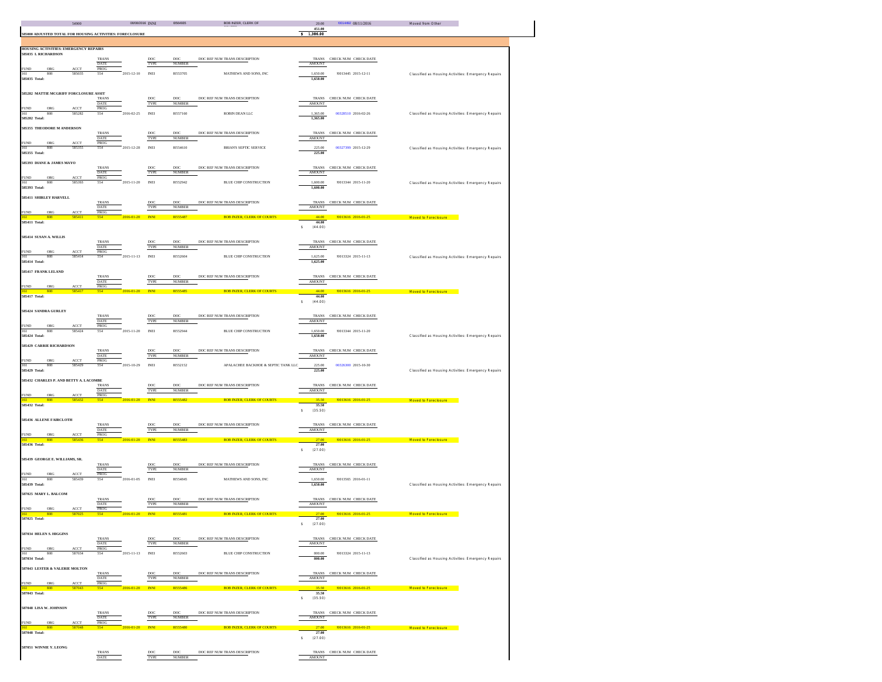| | | 54900 | | 08/08/2016 | INNI | I0564695 | BOB INZER, CLERK OF | 20.00 | I0014492 | 08/11/2016 | Moved from Other |
|---|---|---|---|---|---|---|---|---|---|---|---|
| | | | | | | | | 451.00 | | | |

**585800 ADJUSTED TOTAL FOR HOUSING ACTIVITIES: FORECLOSURE** $ 1,386.00

## HOUSING ACTIVITIES: EMERGENCY REPAIRS

### 585035 L RICHARDSON

| FUND | ORG | ACCT | PROG | TRANS DATE | DOC TYPE | DOC NUMBER | DOC REF NUM TRANS DESCRIPTION | TRANS AMOUNT | CHECK NUM | CHECK DATE | |
|---|---|---|---|---|---|---|---|---|---|---|---|
| 161 | 808 | 585035 | 554 | 2015-12-10 | INEI | I0553705 | MATHEWS AND SONS, INC | 1,650.00 | I0013445 | 2015-12-11 | Classified as Housing Activities: Emergency Repairs |
| **585035 Total:** | | | | | | | | **1,650.00** | | | |

### 585282 MATTIE MCGRIFF FORCLOSURE ASSIT

| FUND | ORG | ACCT | PROG | TRANS DATE | DOC TYPE | DOC NUMBER | DOC REF NUM TRANS DESCRIPTION | TRANS AMOUNT | CHECK NUM | CHECK DATE | |
|---|---|---|---|---|---|---|---|---|---|---|---|
| 161 | 808 | 585282 | 554 | 2016-02-25 | INEI | I0557160 | ROBIN DEAN LLC | 1,365.00 | 00328510 | 2016-02-26 | Classified as Housing Activities: Emergency Repairs |
| **585282 Total:** | | | | | | | | **1,365.00** | | | |

### 585355 THEODORE M ANDERSON

| FUND | ORG | ACCT | PROG | TRANS DATE | DOC TYPE | DOC NUMBER | DOC REF NUM TRANS DESCRIPTION | TRANS AMOUNT | CHECK NUM | CHECK DATE | |
|---|---|---|---|---|---|---|---|---|---|---|---|
| 161 | 808 | 585355 | 554 | 2015-12-28 | INEI | I0554610 | BRIAN'S SEPTIC SERVICE | 225.00 | 00327399 | 2015-12-29 | Classified as Housing Activities: Emergency Repairs |
| **585355 Total:** | | | | | | | | **225.00** | | | |

### 585393 DIANE & JAMES MAYO

| FUND | ORG | ACCT | PROG | TRANS DATE | DOC TYPE | DOC NUMBER | DOC REF NUM TRANS DESCRIPTION | TRANS AMOUNT | CHECK NUM | CHECK DATE | |
|---|---|---|---|---|---|---|---|---|---|---|---|
| 161 | 808 | 585393 | 554 | 2015-11-20 | INEI | I0552942 | BLUE CHIP CONSTRUCTION | 1,600.00 | I0013344 | 2015-11-20 | Classified as Housing Activities: Emergency Repairs |
| **585393 Total:** | | | | | | | | **1,600.00** | | | |

### 585411 SHIRLEY HARVELL

| FUND | ORG | ACCT | PROG | TRANS DATE | DOC TYPE | DOC NUMBER | DOC REF NUM TRANS DESCRIPTION | TRANS AMOUNT | CHECK NUM | CHECK DATE | |
|---|---|---|---|---|---|---|---|---|---|---|---|
| 161 | 808 | 585411 | 554 | 2016-01-20 | INNI | I0555487 | BOB INZER, CLERK OF COURTS | 44.00 | I0013616 | 2016-01-25 | Moved to Foreclosure |
| **585411 Total:** | | | | | | | | **44.00** | | | |
| | | | | | | | | $ (44.00) | | | |

### 585414 SUSAN A. WILLIS

| FUND | ORG | ACCT | PROG | TRANS DATE | DOC TYPE | DOC NUMBER | DOC REF NUM TRANS DESCRIPTION | TRANS AMOUNT | CHECK NUM | CHECK DATE | |
|---|---|---|---|---|---|---|---|---|---|---|---|
| 161 | 808 | 585414 | 554 | 2015-11-13 | INEI | I0552604 | BLUE CHIP CONSTRUCTION | 1,625.00 | I0013324 | 2015-11-13 | Classified as Housing Activities: Emergency Repairs |
| **585414 Total:** | | | | | | | | **1,625.00** | | | |

### 585417 FRANK LELAND

| FUND | ORG | ACCT | PROG | TRANS DATE | DOC TYPE | DOC NUMBER | DOC REF NUM TRANS DESCRIPTION | TRANS AMOUNT | CHECK NUM | CHECK DATE | |
|---|---|---|---|---|---|---|---|---|---|---|---|
| 161 | 808 | 585417 | 554 | 2016-01-20 | INNI | I0555485 | BOB INZER, CLERK OF COURTS | 44.00 | I0013616 | 2016-01-25 | Moved to Foreclosure |
| **585417 Total:** | | | | | | | | **44.00** | | | |
| | | | | | | | | $ (44.00) | | | |

### 585424 SANDRA GURLEY

| FUND | ORG | ACCT | PROG | TRANS DATE | DOC TYPE | DOC NUMBER | DOC REF NUM TRANS DESCRIPTION | TRANS AMOUNT | CHECK NUM | CHECK DATE | |
|---|---|---|---|---|---|---|---|---|---|---|---|
| 161 | 808 | 585424 | 554 | 2015-11-20 | INEI | I0552944 | BLUE CHIP CONSTRUCTION | 1,650.00 | I0013344 | 2015-11-20 | |
| **585424 Total:** | | | | | | | | **1,650.00** | | | Classified as Housing Activities: Emergency Repairs |

### 585429 CARRIE RICHARDSON

| FUND | ORG | ACCT | PROG | TRANS DATE | DOC TYPE | DOC NUMBER | DOC REF NUM TRANS DESCRIPTION | TRANS AMOUNT | CHECK NUM | CHECK DATE | |
|---|---|---|---|---|---|---|---|---|---|---|---|
| 161 | 808 | 585429 | 554 | 2015-10-29 | INEI | I0552152 | APALACHEE BACKHOE & SEPTIC TANK LLC | 225.00 | 00326300 | 2015-10-30 | |
| **585429 Total:** | | | | | | | | **225.00** | | | Classified as Housing Activities: Emergency Repairs |

### 585432 CHARLES P. AND BETTY A. LACOMBE

| FUND | ORG | ACCT | PROG | TRANS DATE | DOC TYPE | DOC NUMBER | DOC REF NUM TRANS DESCRIPTION | TRANS AMOUNT | CHECK NUM | CHECK DATE | |
|---|---|---|---|---|---|---|---|---|---|---|---|
| 161 | 808 | 585432 | 554 | 2016-01-20 | INNI | I0555482 | BOB INZER, CLERK OF COURTS | 35.50 | I0013616 | 2016-01-25 | Moved to Foreclosure |
| **585432 Total:** | | | | | | | | **35.50** | | | |
| | | | | | | | | $ (35.50) | | | |

### 585436 ALLENE FAIRCLOTH

| FUND | ORG | ACCT | PROG | TRANS DATE | DOC TYPE | DOC NUMBER | DOC REF NUM TRANS DESCRIPTION | TRANS AMOUNT | CHECK NUM | CHECK DATE | |
|---|---|---|---|---|---|---|---|---|---|---|---|
| 161 | 808 | 585436 | 554 | 2016-01-20 | INNI | I0555483 | BOB INZER, CLERK OF COURTS | 27.00 | I0013616 | 2016-01-25 | Moved to Foreclosure |
| **585436 Total:** | | | | | | | | **27.00** | | | |
| | | | | | | | | $ (27.00) | | | |

### 585439 GEORGE E. WILLIAMS, SR.

| FUND | ORG | ACCT | PROG | TRANS DATE | DOC TYPE | DOC NUMBER | DOC REF NUM TRANS DESCRIPTION | TRANS AMOUNT | CHECK NUM | CHECK DATE | |
|---|---|---|---|---|---|---|---|---|---|---|---|
| 161 | 808 | 585439 | 554 | 2016-01-05 | INEI | I0554845 | MATHEWS AND SONS, INC | 1,650.00 | I0013505 | 2016-01-11 | |
| **585439 Total:** | | | | | | | | **1,650.00** | | | Classified as Housing Activities: Emergency Repairs |

### 587025 MARY L. BALCOM

| FUND | ORG | ACCT | PROG | TRANS DATE | DOC TYPE | DOC NUMBER | DOC REF NUM TRANS DESCRIPTION | TRANS AMOUNT | CHECK NUM | CHECK DATE | |
|---|---|---|---|---|---|---|---|---|---|---|---|
| 161 | 808 | 587025 | 554 | 2016-01-20 | INNI | I0555481 | BOB INZER, CLERK OF COURTS | 27.00 | I0013616 | 2016-01-25 | Moved to Foreclosure |
| **587025 Total:** | | | | | | | | **27.00** | | | |
| | | | | | | | | $ (27.00) | | | |

### 587034 HELEN S. HIGGINS

| FUND | ORG | ACCT | PROG | TRANS DATE | DOC TYPE | DOC NUMBER | DOC REF NUM TRANS DESCRIPTION | TRANS AMOUNT | CHECK NUM | CHECK DATE | |
|---|---|---|---|---|---|---|---|---|---|---|---|
| 161 | 808 | 587034 | 554 | 2015-11-13 | INEI | I0552603 | BLUE CHIP CONSTRUCTION | 800.00 | I0013324 | 2015-11-13 | |
| **587034 Total:** | | | | | | | | **800.00** | | | Classified as Housing Activities: Emergency Repairs |

### 587043 LESTER & VALERIE MOLTON

| FUND | ORG | ACCT | PROG | TRANS DATE | DOC TYPE | DOC NUMBER | DOC REF NUM TRANS DESCRIPTION | TRANS AMOUNT | CHECK NUM | CHECK DATE | |
|---|---|---|---|---|---|---|---|---|---|---|---|
| 161 | 808 | 587043 | 554 | 2016-01-20 | INNI | I0555486 | BOB INZER, CLERK OF COURTS | 35.50 | I0013616 | 2016-01-25 | Moved to Foreclosure |
| **587043 Total:** | | | | | | | | **35.50** | | | |
| | | | | | | | | $ (35.50) | | | |

### 587048 LISA W. JOHNSON

| FUND | ORG | ACCT | PROG | TRANS DATE | DOC TYPE | DOC NUMBER | DOC REF NUM TRANS DESCRIPTION | TRANS AMOUNT | CHECK NUM | CHECK DATE | |
|---|---|---|---|---|---|---|---|---|---|---|---|
| 161 | 808 | 587048 | 554 | 2016-01-20 | INNI | I0555480 | BOB INZER, CLERK OF COURTS | 27.00 | I0013616 | 2016-01-25 | Moved to Foreclosure |
| **587048 Total:** | | | | | | | | **27.00** | | | |
| | | | | | | | | $ (27.00) | | | |

### 587051 WINNIE Y. LEONG

| TRANS DATE | DOC TYPE | DOC NUMBER | DOC REF NUM TRANS DESCRIPTION | TRANS AMOUNT | CHECK NUM | CHECK DATE |
|---|---|---|---|---|---|---|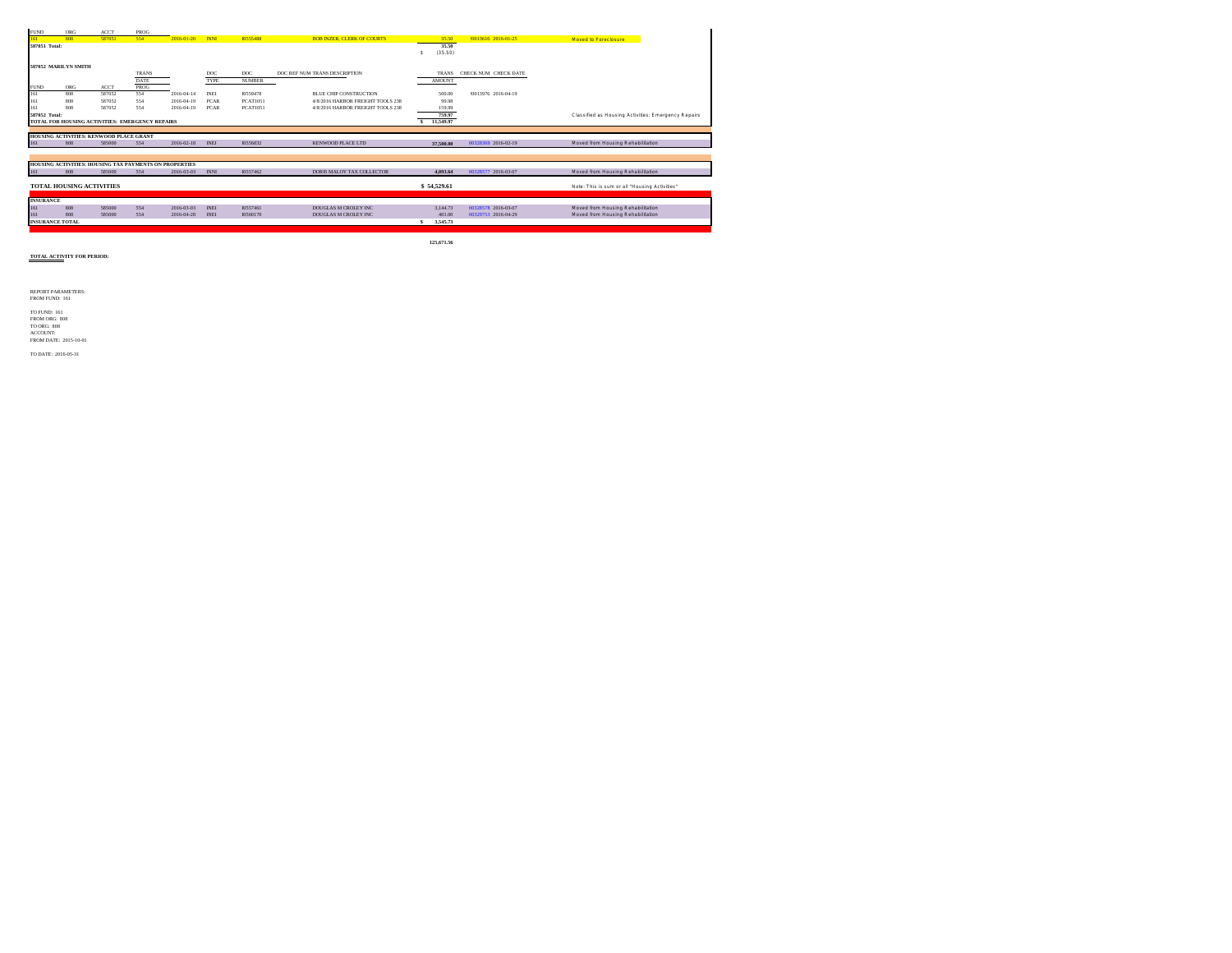| FUND | ORG | ACCT | PROG | | | | | | | | |
|---|---|---|---|---|---|---|---|---|---|---|---|
| 161 | 808 | 587051 | 554 | 2016-01-20 | INNI | I0555488 | BOB INZER, CLERK OF COURTS | 35.50 | 00013616 | 2016-01-25 | Moved to Foreclosure |
| **587051 Total:** | | | | | | | | **35.50** | | | |
| | | | | | | | | $ (35.50) | | | |

**587052 MARILYN SMITH**

| FUND | ORG | ACCT | TRANS DATE PROG | | DOC TYPE | DOC NUMBER | DOC REF NUM TRANS DESCRIPTION | TRANS AMOUNT | CHECK NUM | CHECK DATE | |
|---|---|---|---|---|---|---|---|---|---|---|---|
| 161 | 808 | 587052 | 554 | 2016-04-14 | INEI | I0559478 | BLUE CHIP CONSTRUCTION | 500.00 | 00013976 | 2016-04-19 | |
| 161 | 808 | 587052 | 554 | 2016-04-19 | PCAR | PCAT1051 | 4/8/2016 HARBOR FREIGHT TOOLS 238 | 99.98 | | | |
| 161 | 808 | 587052 | 554 | 2016-04-19 | PCAR | PCAT1051 | 4/8/2016 HARBOR FREIGHT TOOLS 238 | 159.99 | | | |
| **587052 Total:** | | | | | | | | **759.97** | | | Classified as Housing Activities: Emergency Repairs |
| **TOTAL FOR HOUSING ACTIVITIES: EMERGENCY REPAIRS** | | | | | | | | **$ 11,549.97** | | | |

**HOUSING ACTIVITIES: KENWOOD PLACE GRANT**

| | | | | | | | | | | | |
|---|---|---|---|---|---|---|---|---|---|---|---|
| 161 | 808 | 585000 | 554 | 2016-02-18 | INEI | I0556832 | KENWOOD PLACE LTD | **37,500.00** | 00328369 | 2016-02-19 | Moved from Housing Rehabilitation |

**HOUSING ACTIVITIES: HOUSING TAX PAYMENTS ON PROPERTIES**

| | | | | | | | | | | | |
|---|---|---|---|---|---|---|---|---|---|---|---|
| 161 | 808 | 585000 | 554 | 2016-03-03 | INNI | I0557462 | DORIS MALOY TAX COLLECTOR | **4,093.64** | 00328577 | 2016-03-07 | Moved from Housing Rehabilitation |

**TOTAL HOUSING ACTIVITIES** **$ 54,529.61** Note: This is sum or all "Housing Activities"

**INSURANCE**

| | | | | | | | | | | | |
|---|---|---|---|---|---|---|---|---|---|---|---|
| 161 | 808 | 585000 | 554 | 2016-03-03 | INEI | I0557461 | DOUGLAS M CROLEY INC | 3,144.73 | 00328578 | 2016-03-07 | Moved from Housing Rehabilitation |
| 161 | 808 | 585000 | 554 | 2016-04-28 | INEI | I0560170 | DOUGLAS M CROLEY INC | 401.00 | 00329753 | 2016-04-29 | Moved from Housing Rehabilitation |
| **INSURANCE TOTAL** | | | | | | | | **$ 3,545.73** | | | |

**125,671.56**

**TOTAL ACTIVITY FOR PERIOD:**

REPORT PARAMETERS:
FROM FUND: 161

TO FUND: 161
FROM ORG: 808
TO ORG: 808
ACCOUNT:
FROM DATE: 2015-10-01

TO DATE: 2016-05-31